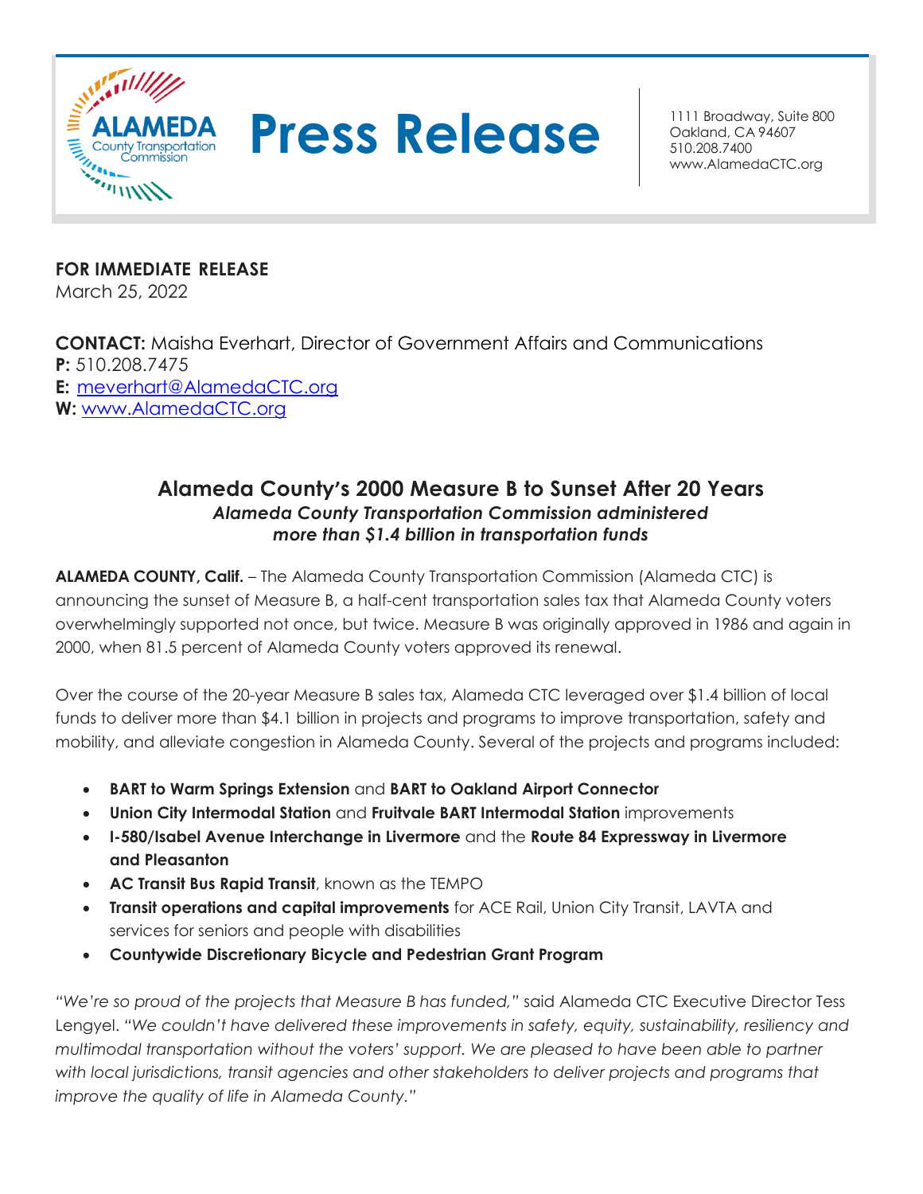ALAMEDA County Transportation Commission

# Press Release

1111 Broadway, Suite 800
Oakland, CA 94607
510.208.7400
www.AlamedaCTC.org

**FOR IMMEDIATE RELEASE**
March 25, 2022

**CONTACT:** Maisha Everhart, Director of Government Affairs and Communications
**P:** 510.208.7475
**E:** meverhart@AlamedaCTC.org
**W:** www.AlamedaCTC.org

## Alameda County's 2000 Measure B to Sunset After 20 Years

***Alameda County Transportation Commission administered more than $1.4 billion in transportation funds***

**ALAMEDA COUNTY, Calif.** – The Alameda County Transportation Commission (Alameda CTC) is announcing the sunset of Measure B, a half-cent transportation sales tax that Alameda County voters overwhelmingly supported not once, but twice. Measure B was originally approved in 1986 and again in 2000, when 81.5 percent of Alameda County voters approved its renewal.

Over the course of the 20-year Measure B sales tax, Alameda CTC leveraged over $1.4 billion of local funds to deliver more than $4.1 billion in projects and programs to improve transportation, safety and mobility, and alleviate congestion in Alameda County. Several of the projects and programs included:

- **BART to Warm Springs Extension** and **BART to Oakland Airport Connector**
- **Union City Intermodal Station** and **Fruitvale BART Intermodal Station** improvements
- **I-580/Isabel Avenue Interchange in Livermore** and the **Route 84 Expressway in Livermore and Pleasanton**
- **AC Transit Bus Rapid Transit**, known as the TEMPO
- **Transit operations and capital improvements** for ACE Rail, Union City Transit, LAVTA and services for seniors and people with disabilities
- **Countywide Discretionary Bicycle and Pedestrian Grant Program**

*"We're so proud of the projects that Measure B has funded,"* said Alameda CTC Executive Director Tess Lengyel. *"We couldn't have delivered these improvements in safety, equity, sustainability, resiliency and multimodal transportation without the voters' support. We are pleased to have been able to partner with local jurisdictions, transit agencies and other stakeholders to deliver projects and programs that improve the quality of life in Alameda County."*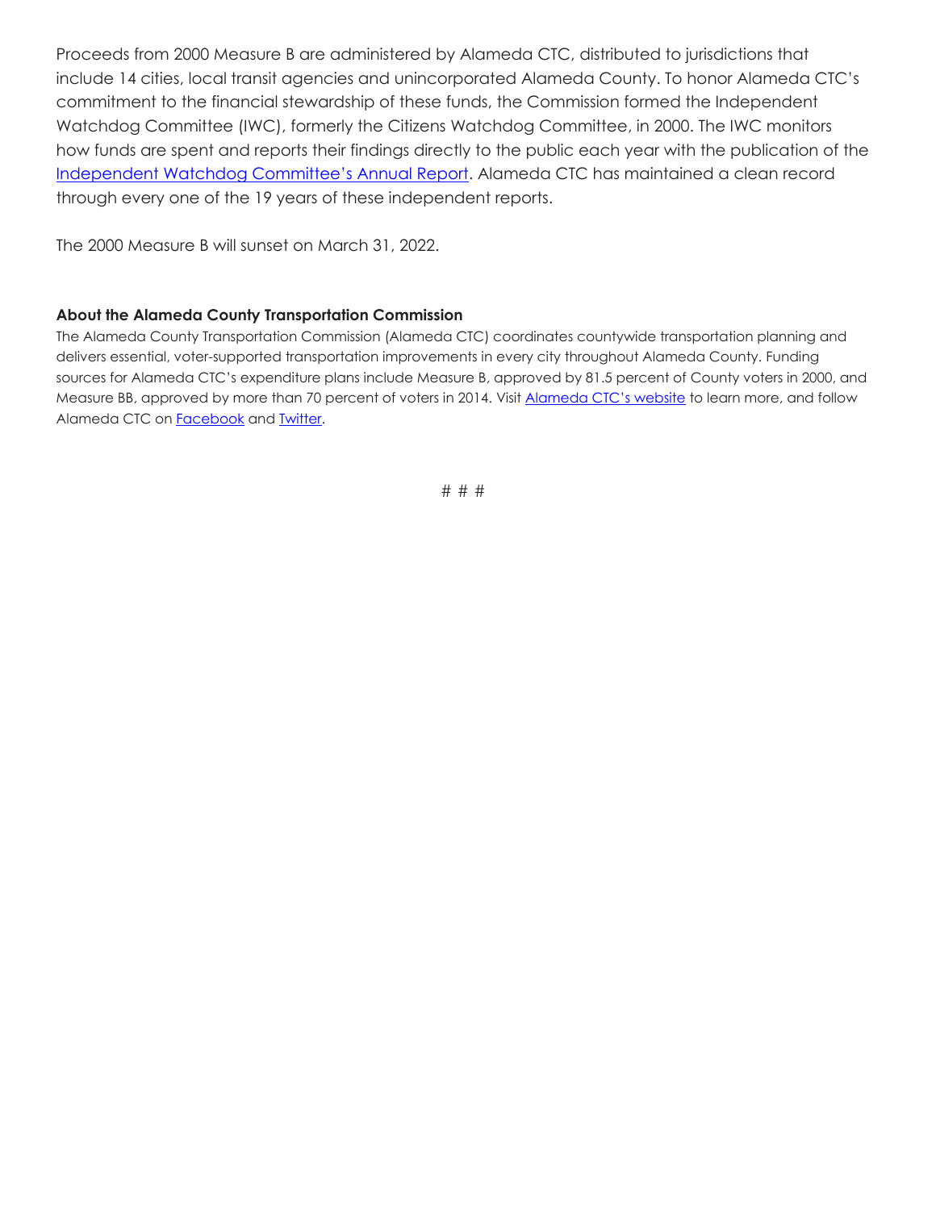Proceeds from 2000 Measure B are administered by Alameda CTC, distributed to jurisdictions that include 14 cities, local transit agencies and unincorporated Alameda County. To honor Alameda CTC's commitment to the financial stewardship of these funds, the Commission formed the Independent Watchdog Committee (IWC), formerly the Citizens Watchdog Committee, in 2000. The IWC monitors how funds are spent and reports their findings directly to the public each year with the publication of the Independent Watchdog Committee's Annual Report. Alameda CTC has maintained a clean record through every one of the 19 years of these independent reports.

The 2000 Measure B will sunset on March 31, 2022.

**About the Alameda County Transportation Commission**

The Alameda County Transportation Commission (Alameda CTC) coordinates countywide transportation planning and delivers essential, voter-supported transportation improvements in every city throughout Alameda County. Funding sources for Alameda CTC's expenditure plans include Measure B, approved by 81.5 percent of County voters in 2000, and Measure BB, approved by more than 70 percent of voters in 2014. Visit Alameda CTC's website to learn more, and follow Alameda CTC on Facebook and Twitter.

# # #